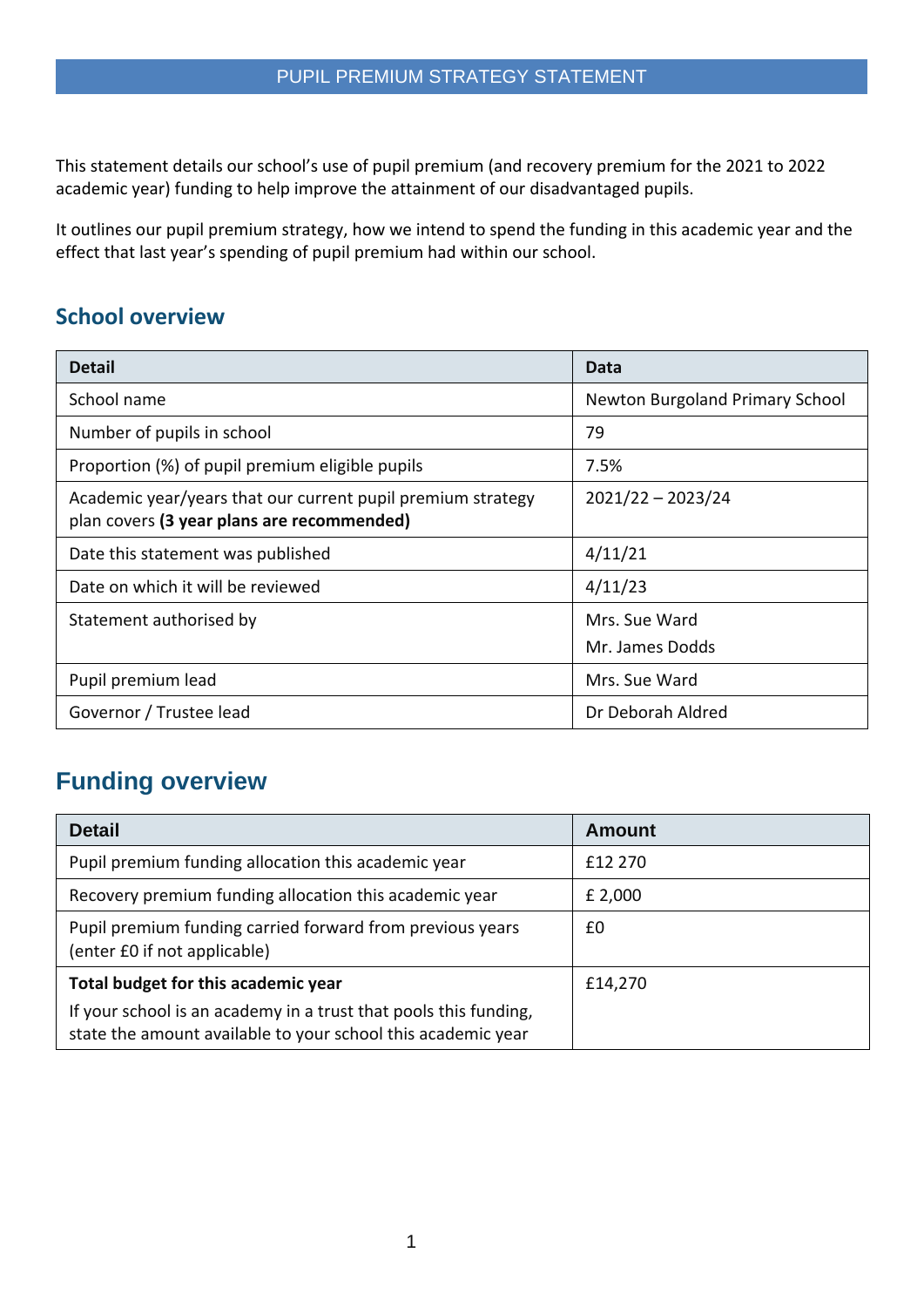# PUPIL PREMIUM STRATEGY STATEMENT

This statement details our school's use of pupil premium (and recovery premium for the 2021 to 2022 academic year) funding to help improve the attainment of our disadvantaged pupils.

It outlines our pupil premium strategy, how we intend to spend the funding in this academic year and the effect that last year's spending of pupil premium had within our school.

## School overview

| Detail | Data |
|---|---|
| School name | Newton Burgoland Primary School |
| Number of pupils in school | 79 |
| Proportion (%) of pupil premium eligible pupils | 7.5% |
| Academic year/years that our current pupil premium strategy plan covers **(3 year plans are recommended)** | 2021/22 – 2023/24 |
| Date this statement was published | 4/11/21 |
| Date on which it will be reviewed | 4/11/23 |
| Statement authorised by | Mrs. Sue Ward<br>Mr. James Dodds |
| Pupil premium lead | Mrs. Sue Ward |
| Governor / Trustee lead | Dr Deborah Aldred |

## Funding overview

| Detail | Amount |
|---|---|
| Pupil premium funding allocation this academic year | £12 270 |
| Recovery premium funding allocation this academic year | £ 2,000 |
| Pupil premium funding carried forward from previous years (enter £0 if not applicable) | £0 |
| **Total budget for this academic year**<br>If your school is an academy in a trust that pools this funding, state the amount available to your school this academic year | £14,270 |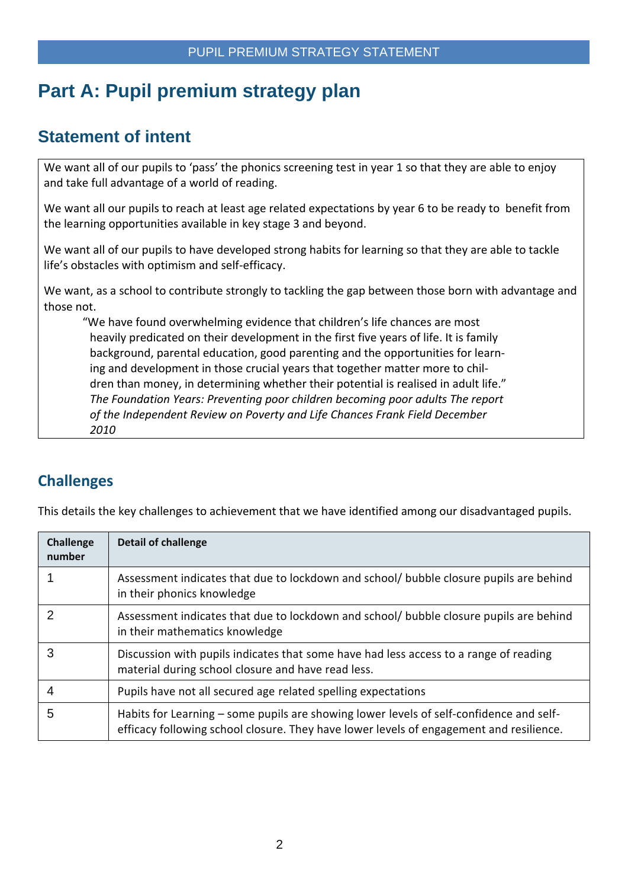# Part A: Pupil premium strategy plan

## Statement of intent

We want all of our pupils to 'pass' the phonics screening test in year 1 so that they are able to enjoy and take full advantage of a world of reading.

We want all our pupils to reach at least age related expectations by year 6 to be ready to benefit from the learning opportunities available in key stage 3 and beyond.

We want all of our pupils to have developed strong habits for learning so that they are able to tackle life's obstacles with optimism and self-efficacy.

We want, as a school to contribute strongly to tackling the gap between those born with advantage and those not.

> "We have found overwhelming evidence that children's life chances are most heavily predicated on their development in the first five years of life. It is family background, parental education, good parenting and the opportunities for learning and development in those crucial years that together matter more to children than money, in determining whether their potential is realised in adult life."
> *The Foundation Years: Preventing poor children becoming poor adults The report of the Independent Review on Poverty and Life Chances Frank Field December 2010*

## Challenges

This details the key challenges to achievement that we have identified among our disadvantaged pupils.

| Challenge number | Detail of challenge |
|---|---|
| 1 | Assessment indicates that due to lockdown and school/ bubble closure pupils are behind in their phonics knowledge |
| 2 | Assessment indicates that due to lockdown and school/ bubble closure pupils are behind in their mathematics knowledge |
| 3 | Discussion with pupils indicates that some have had less access to a range of reading material during school closure and have read less. |
| 4 | Pupils have not all secured age related spelling expectations |
| 5 | Habits for Learning – some pupils are showing lower levels of self-confidence and self-efficacy following school closure. They have lower levels of engagement and resilience. |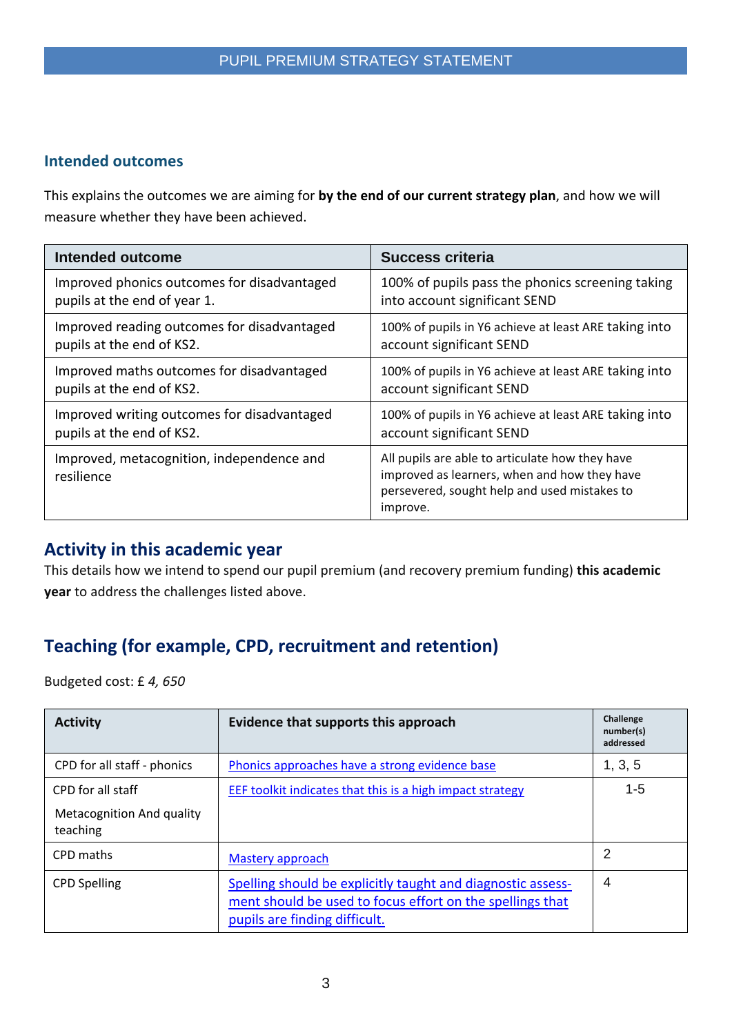## Intended outcomes

This explains the outcomes we are aiming for **by the end of our current strategy plan**, and how we will measure whether they have been achieved.

| Intended outcome | Success criteria |
|---|---|
| Improved phonics outcomes for disadvantaged pupils at the end of year 1. | 100% of pupils pass the phonics screening taking into account significant SEND |
| Improved reading outcomes for disadvantaged pupils at the end of KS2. | 100% of pupils in Y6 achieve at least ARE taking into account significant SEND |
| Improved maths outcomes for disadvantaged pupils at the end of KS2. | 100% of pupils in Y6 achieve at least ARE taking into account significant SEND |
| Improved writing outcomes for disadvantaged pupils at the end of KS2. | 100% of pupils in Y6 achieve at least ARE taking into account significant SEND |
| Improved, metacognition, independence and resilience | All pupils are able to articulate how they have improved as learners, when and how they have persevered, sought help and used mistakes to improve. |

## Activity in this academic year

This details how we intend to spend our pupil premium (and recovery premium funding) **this academic year** to address the challenges listed above.

### Teaching (for example, CPD, recruitment and retention)

Budgeted cost: £ *4, 650*

| Activity | Evidence that supports this approach | Challenge number(s) addressed |
|---|---|---|
| CPD for all staff - phonics | Phonics approaches have a strong evidence base | 1, 3, 5 |
| CPD for all staff<br><br>Metacognition And quality teaching | EEF toolkit indicates that this is a high impact strategy | 1-5 |
| CPD maths | Mastery approach | 2 |
| CPD Spelling | Spelling should be explicitly taught and diagnostic assessment should be used to focus effort on the spellings that pupils are finding difficult. | 4 |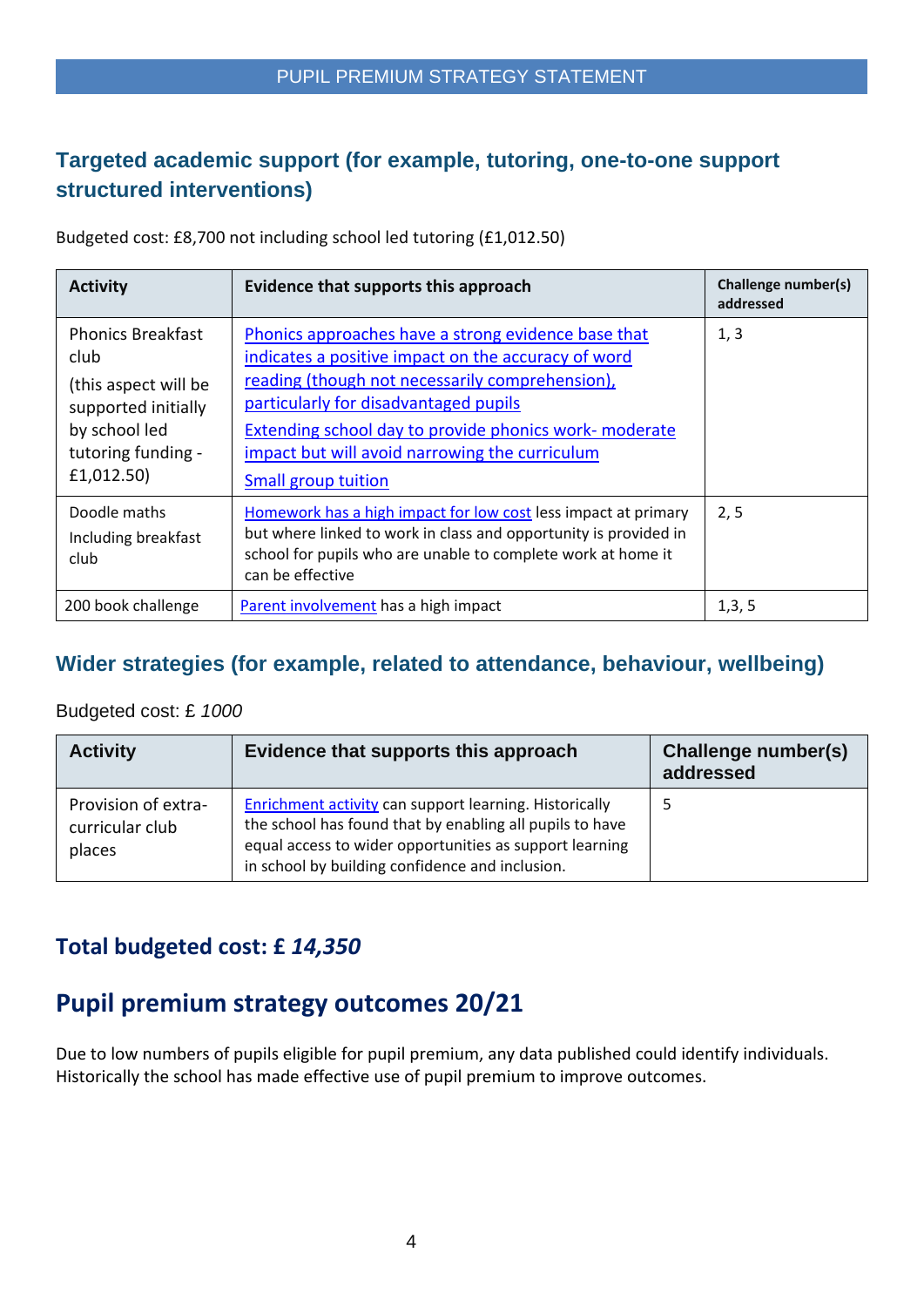## Targeted academic support (for example, tutoring, one-to-one support structured interventions)

Budgeted cost: £8,700 not including school led tutoring (£1,012.50)

| Activity | Evidence that supports this approach | Challenge number(s) addressed |
|---|---|---|
| Phonics Breakfast club<br>(this aspect will be supported initially by school led tutoring funding - £1,012.50) | Phonics approaches have a strong evidence base that indicates a positive impact on the accuracy of word reading (though not necessarily comprehension), particularly for disadvantaged pupils<br>Extending school day to provide phonics work- moderate impact but will avoid narrowing the curriculum<br>Small group tuition | 1, 3 |
| Doodle maths<br>Including breakfast club | Homework has a high impact for low cost less impact at primary but where linked to work in class and opportunity is provided in school for pupils who are unable to complete work at home it can be effective | 2, 5 |
| 200 book challenge | Parent involvement has a high impact | 1,3, 5 |

## Wider strategies (for example, related to attendance, behaviour, wellbeing)

Budgeted cost: £ *1000*

| Activity | Evidence that supports this approach | Challenge number(s) addressed |
|---|---|---|
| Provision of extra-curricular club places | Enrichment activity can support learning. Historically the school has found that by enabling all pupils to have equal access to wider opportunities as support learning in school by building confidence and inclusion. | 5 |

## Total budgeted cost: £ *14,350*

# Pupil premium strategy outcomes 20/21

Due to low numbers of pupils eligible for pupil premium, any data published could identify individuals. Historically the school has made effective use of pupil premium to improve outcomes.